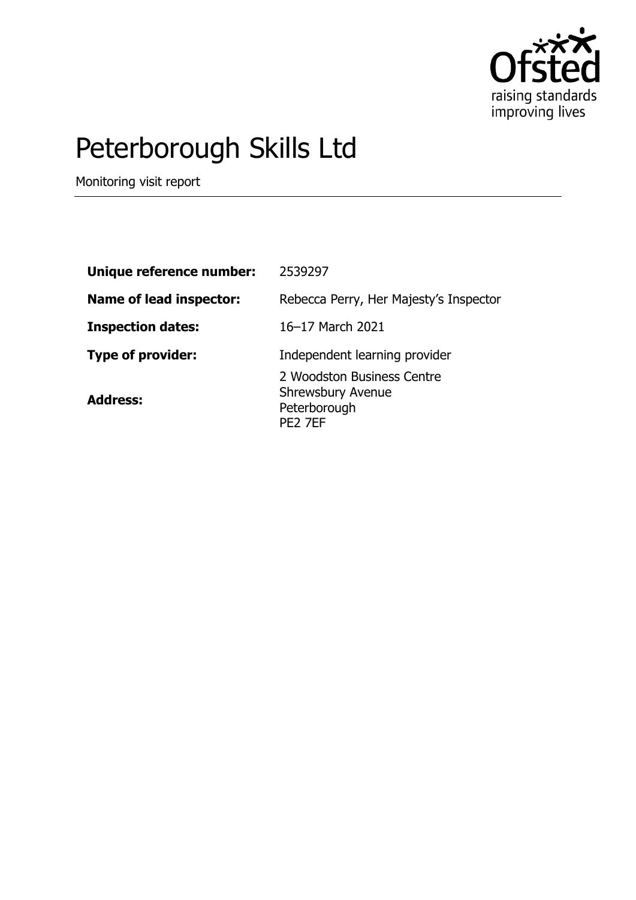# Peterborough Skills Ltd

Monitoring visit report

| | |
|---|---|
| **Unique reference number:** | 2539297 |
| **Name of lead inspector:** | Rebecca Perry, Her Majesty's Inspector |
| **Inspection dates:** | 16–17 March 2021 |
| **Type of provider:** | Independent learning provider |
| **Address:** | 2 Woodston Business Centre<br>Shrewsbury Avenue<br>Peterborough<br>PE2 7EF |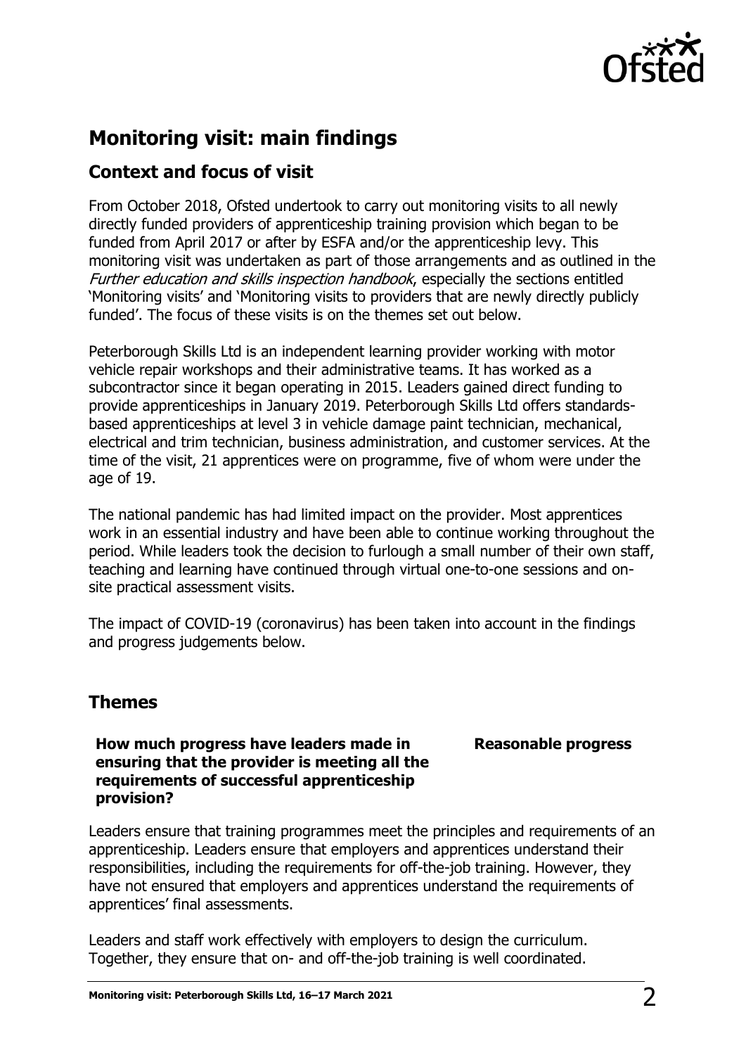# Monitoring visit: main findings

## Context and focus of visit

From October 2018, Ofsted undertook to carry out monitoring visits to all newly directly funded providers of apprenticeship training provision which began to be funded from April 2017 or after by ESFA and/or the apprenticeship levy. This monitoring visit was undertaken as part of those arrangements and as outlined in the *Further education and skills inspection handbook*, especially the sections entitled 'Monitoring visits' and 'Monitoring visits to providers that are newly directly publicly funded'. The focus of these visits is on the themes set out below.

Peterborough Skills Ltd is an independent learning provider working with motor vehicle repair workshops and their administrative teams. It has worked as a subcontractor since it began operating in 2015. Leaders gained direct funding to provide apprenticeships in January 2019. Peterborough Skills Ltd offers standards-based apprenticeships at level 3 in vehicle damage paint technician, mechanical, electrical and trim technician, business administration, and customer services. At the time of the visit, 21 apprentices were on programme, five of whom were under the age of 19.

The national pandemic has had limited impact on the provider. Most apprentices work in an essential industry and have been able to continue working throughout the period. While leaders took the decision to furlough a small number of their own staff, teaching and learning have continued through virtual one-to-one sessions and on-site practical assessment visits.

The impact of COVID-19 (coronavirus) has been taken into account in the findings and progress judgements below.

## Themes

**How much progress have leaders made in ensuring that the provider is meeting all the requirements of successful apprenticeship provision?** — **Reasonable progress**

Leaders ensure that training programmes meet the principles and requirements of an apprenticeship. Leaders ensure that employers and apprentices understand their responsibilities, including the requirements for off-the-job training. However, they have not ensured that employers and apprentices understand the requirements of apprentices' final assessments.

Leaders and staff work effectively with employers to design the curriculum. Together, they ensure that on- and off-the-job training is well coordinated.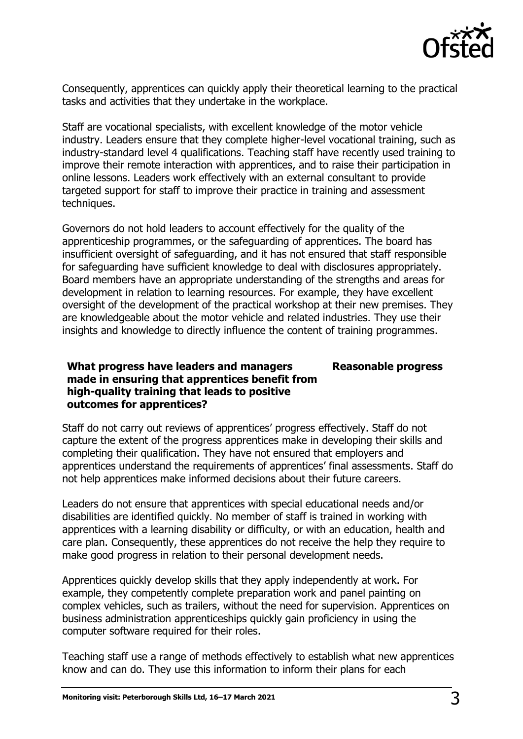Consequently, apprentices can quickly apply their theoretical learning to the practical tasks and activities that they undertake in the workplace.

Staff are vocational specialists, with excellent knowledge of the motor vehicle industry. Leaders ensure that they complete higher-level vocational training, such as industry-standard level 4 qualifications. Teaching staff have recently used training to improve their remote interaction with apprentices, and to raise their participation in online lessons. Leaders work effectively with an external consultant to provide targeted support for staff to improve their practice in training and assessment techniques.

Governors do not hold leaders to account effectively for the quality of the apprenticeship programmes, or the safeguarding of apprentices. The board has insufficient oversight of safeguarding, and it has not ensured that staff responsible for safeguarding have sufficient knowledge to deal with disclosures appropriately. Board members have an appropriate understanding of the strengths and areas for development in relation to learning resources. For example, they have excellent oversight of the development of the practical workshop at their new premises. They are knowledgeable about the motor vehicle and related industries. They use their insights and knowledge to directly influence the content of training programmes.

| **What progress have leaders and managers made in ensuring that apprentices benefit from high-quality training that leads to positive outcomes for apprentices?** | **Reasonable progress** |
|---|---|

Staff do not carry out reviews of apprentices' progress effectively. Staff do not capture the extent of the progress apprentices make in developing their skills and completing their qualification. They have not ensured that employers and apprentices understand the requirements of apprentices' final assessments. Staff do not help apprentices make informed decisions about their future careers.

Leaders do not ensure that apprentices with special educational needs and/or disabilities are identified quickly. No member of staff is trained in working with apprentices with a learning disability or difficulty, or with an education, health and care plan. Consequently, these apprentices do not receive the help they require to make good progress in relation to their personal development needs.

Apprentices quickly develop skills that they apply independently at work. For example, they competently complete preparation work and panel painting on complex vehicles, such as trailers, without the need for supervision. Apprentices on business administration apprenticeships quickly gain proficiency in using the computer software required for their roles.

Teaching staff use a range of methods effectively to establish what new apprentices know and can do. They use this information to inform their plans for each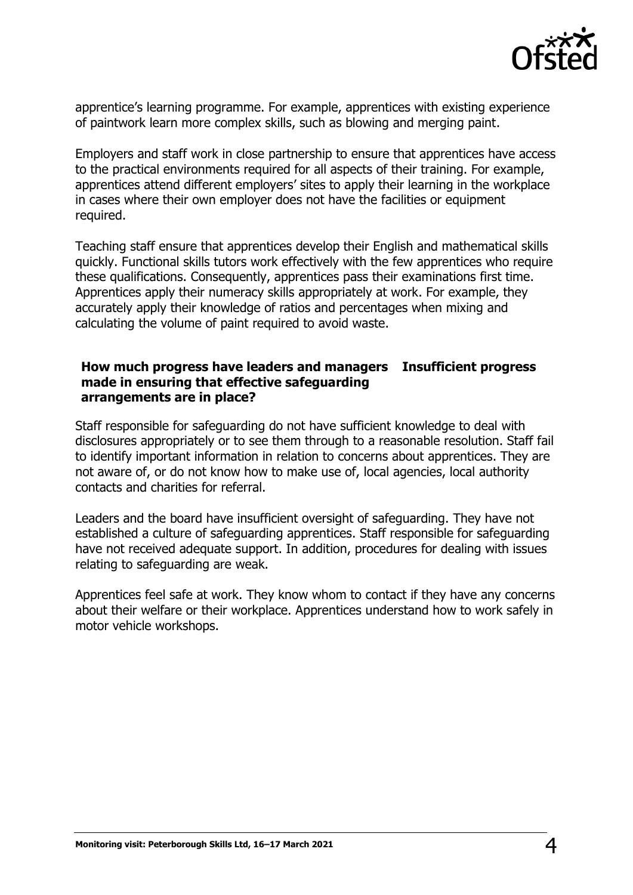apprentice's learning programme. For example, apprentices with existing experience of paintwork learn more complex skills, such as blowing and merging paint.

Employers and staff work in close partnership to ensure that apprentices have access to the practical environments required for all aspects of their training. For example, apprentices attend different employers' sites to apply their learning in the workplace in cases where their own employer does not have the facilities or equipment required.

Teaching staff ensure that apprentices develop their English and mathematical skills quickly. Functional skills tutors work effectively with the few apprentices who require these qualifications. Consequently, apprentices pass their examinations first time. Apprentices apply their numeracy skills appropriately at work. For example, they accurately apply their knowledge of ratios and percentages when mixing and calculating the volume of paint required to avoid waste.

| **How much progress have leaders and managers made in ensuring that effective safeguarding arrangements are in place?** | **Insufficient progress** |
| --- | --- |

Staff responsible for safeguarding do not have sufficient knowledge to deal with disclosures appropriately or to see them through to a reasonable resolution. Staff fail to identify important information in relation to concerns about apprentices. They are not aware of, or do not know how to make use of, local agencies, local authority contacts and charities for referral.

Leaders and the board have insufficient oversight of safeguarding. They have not established a culture of safeguarding apprentices. Staff responsible for safeguarding have not received adequate support. In addition, procedures for dealing with issues relating to safeguarding are weak.

Apprentices feel safe at work. They know whom to contact if they have any concerns about their welfare or their workplace. Apprentices understand how to work safely in motor vehicle workshops.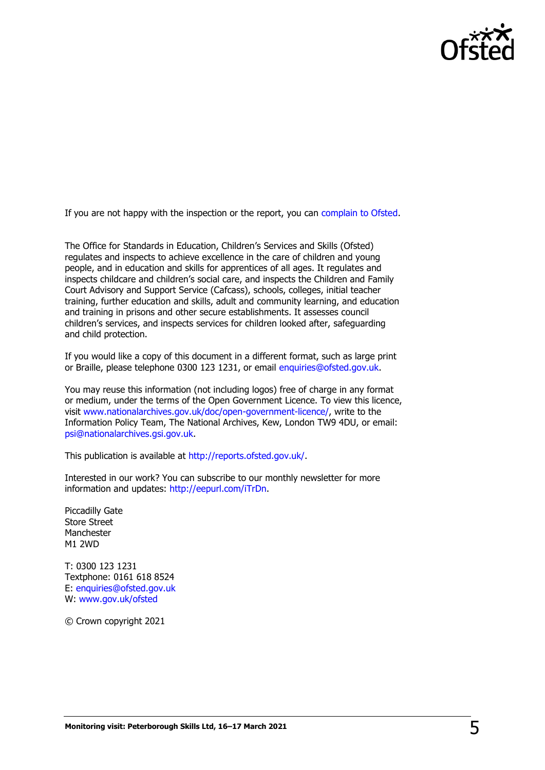If you are not happy with the inspection or the report, you can complain to Ofsted.

The Office for Standards in Education, Children's Services and Skills (Ofsted) regulates and inspects to achieve excellence in the care of children and young people, and in education and skills for apprentices of all ages. It regulates and inspects childcare and children's social care, and inspects the Children and Family Court Advisory and Support Service (Cafcass), schools, colleges, initial teacher training, further education and skills, adult and community learning, and education and training in prisons and other secure establishments. It assesses council children's services, and inspects services for children looked after, safeguarding and child protection.

If you would like a copy of this document in a different format, such as large print or Braille, please telephone 0300 123 1231, or email enquiries@ofsted.gov.uk.

You may reuse this information (not including logos) free of charge in any format or medium, under the terms of the Open Government Licence. To view this licence, visit www.nationalarchives.gov.uk/doc/open-government-licence/, write to the Information Policy Team, The National Archives, Kew, London TW9 4DU, or email: psi@nationalarchives.gsi.gov.uk.

This publication is available at http://reports.ofsted.gov.uk/.

Interested in our work? You can subscribe to our monthly newsletter for more information and updates: http://eepurl.com/iTrDn.

Piccadilly Gate
Store Street
Manchester
M1 2WD

T: 0300 123 1231
Textphone: 0161 618 8524
E: enquiries@ofsted.gov.uk
W: www.gov.uk/ofsted

© Crown copyright 2021